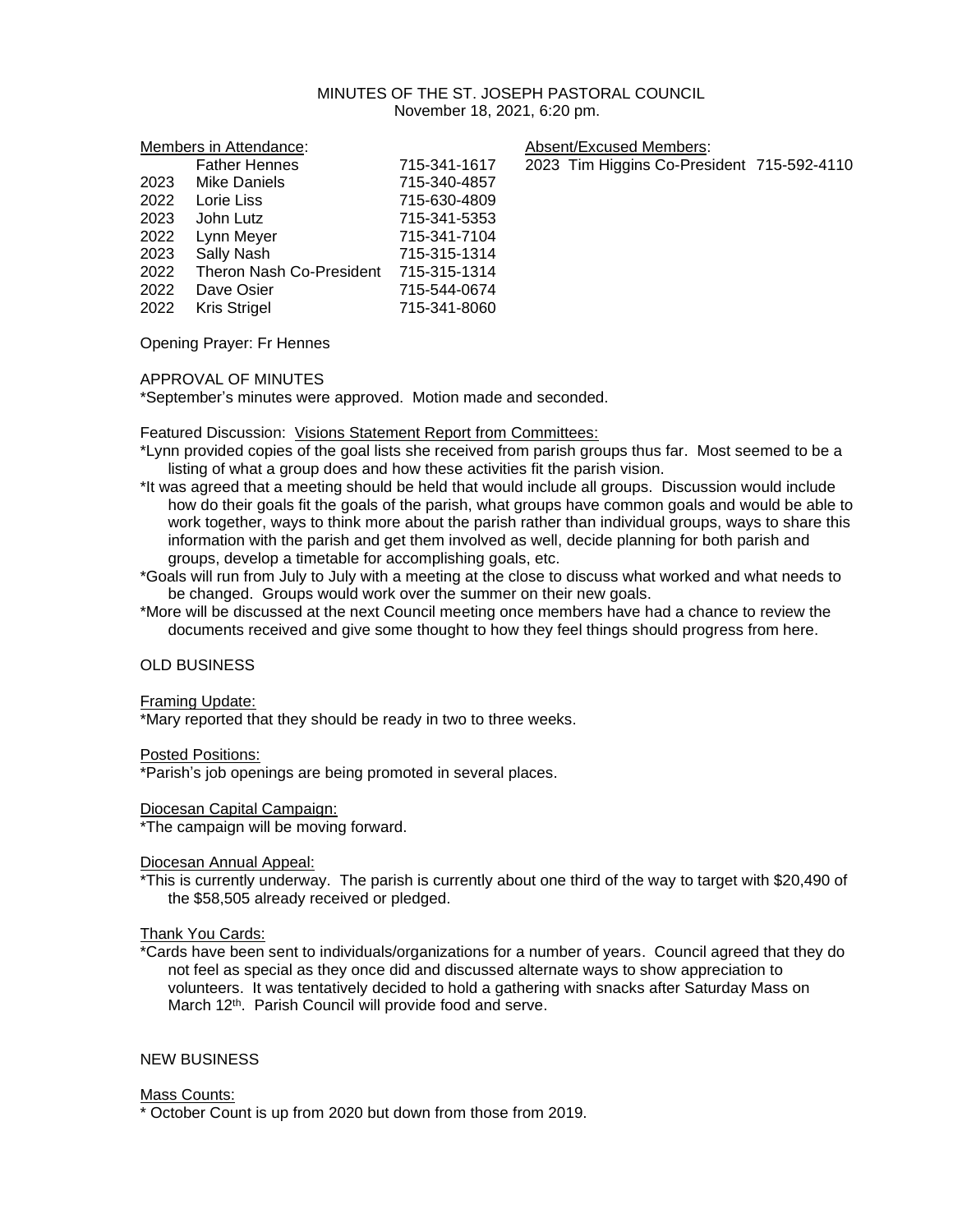MINUTES OF THE ST. JOSEPH PASTORAL COUNCIL
November 18, 2021, 6:20 pm.

Members in Attendance:

| | | |
|---|---|---|
| | Father Hennes | 715-341-1617 |
| 2023 | Mike Daniels | 715-340-4857 |
| 2022 | Lorie Liss | 715-630-4809 |
| 2023 | John Lutz | 715-341-5353 |
| 2022 | Lynn Meyer | 715-341-7104 |
| 2023 | Sally Nash | 715-315-1314 |
| 2022 | Theron Nash Co-President | 715-315-1314 |
| 2022 | Dave Osier | 715-544-0674 |
| 2022 | Kris Strigel | 715-341-8060 |

Absent/Excused Members:

| | | |
|---|---|---|
| 2023 | Tim Higgins Co-President | 715-592-4110 |

Opening Prayer: Fr Hennes

APPROVAL OF MINUTES

*September's minutes were approved. Motion made and seconded.

Featured Discussion: Visions Statement Report from Committees:

*Lynn provided copies of the goal lists she received from parish groups thus far. Most seemed to be a listing of what a group does and how these activities fit the parish vision.

*It was agreed that a meeting should be held that would include all groups. Discussion would include how do their goals fit the goals of the parish, what groups have common goals and would be able to work together, ways to think more about the parish rather than individual groups, ways to share this information with the parish and get them involved as well, decide planning for both parish and groups, develop a timetable for accomplishing goals, etc.

*Goals will run from July to July with a meeting at the close to discuss what worked and what needs to be changed. Groups would work over the summer on their new goals.

*More will be discussed at the next Council meeting once members have had a chance to review the documents received and give some thought to how they feel things should progress from here.

OLD BUSINESS

Framing Update:

*Mary reported that they should be ready in two to three weeks.

Posted Positions:

*Parish's job openings are being promoted in several places.

Diocesan Capital Campaign:

*The campaign will be moving forward.

Diocesan Annual Appeal:

*This is currently underway. The parish is currently about one third of the way to target with $20,490 of the $58,505 already received or pledged.

Thank You Cards:

*Cards have been sent to individuals/organizations for a number of years. Council agreed that they do not feel as special as they once did and discussed alternate ways to show appreciation to volunteers. It was tentatively decided to hold a gathering with snacks after Saturday Mass on March 12th. Parish Council will provide food and serve.

NEW BUSINESS

Mass Counts:

* October Count is up from 2020 but down from those from 2019.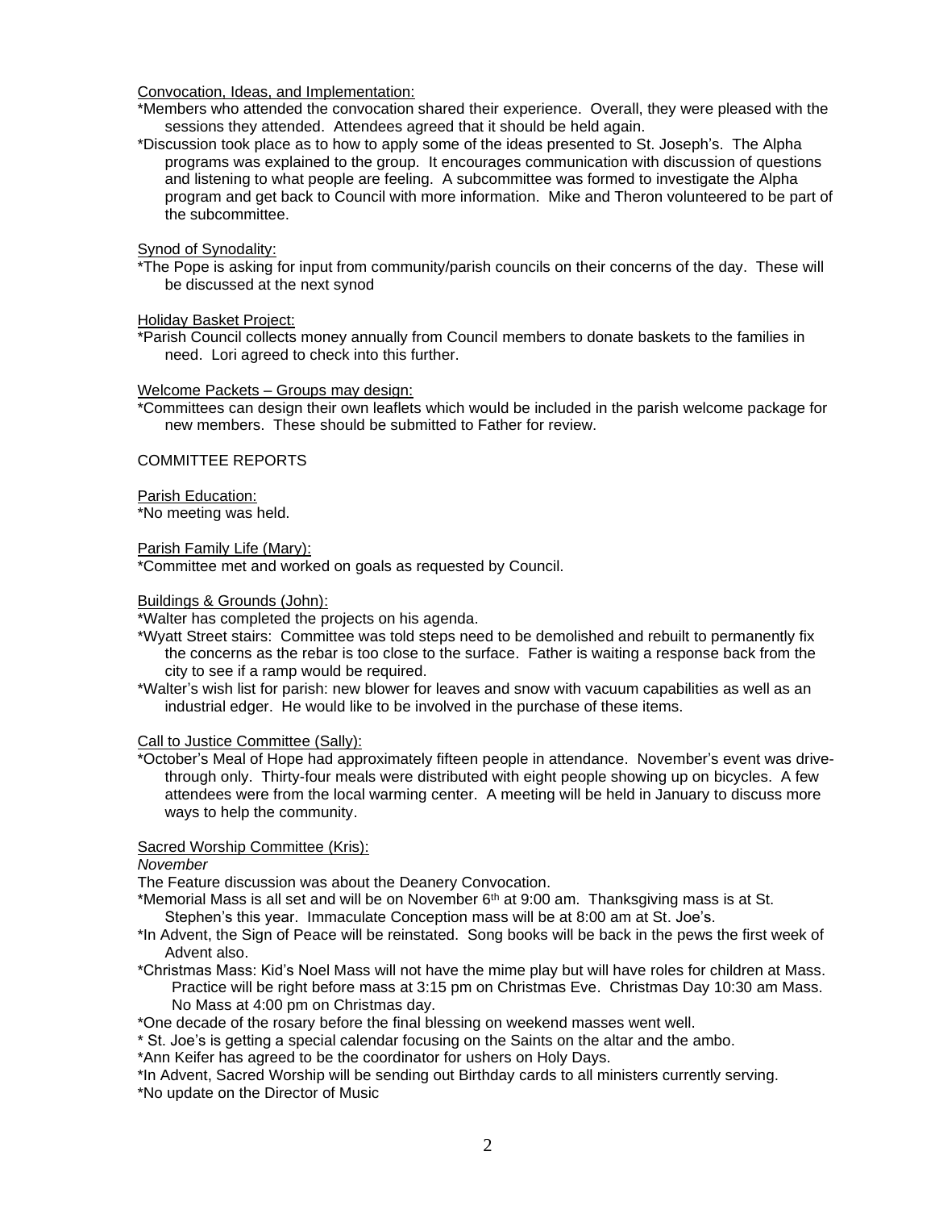Convocation, Ideas, and Implementation:

*Members who attended the convocation shared their experience. Overall, they were pleased with the sessions they attended. Attendees agreed that it should be held again.

*Discussion took place as to how to apply some of the ideas presented to St. Joseph's. The Alpha programs was explained to the group. It encourages communication with discussion of questions and listening to what people are feeling. A subcommittee was formed to investigate the Alpha program and get back to Council with more information. Mike and Theron volunteered to be part of the subcommittee.

Synod of Synodality:

*The Pope is asking for input from community/parish councils on their concerns of the day. These will be discussed at the next synod

Holiday Basket Project:

*Parish Council collects money annually from Council members to donate baskets to the families in need. Lori agreed to check into this further.

Welcome Packets – Groups may design:

*Committees can design their own leaflets which would be included in the parish welcome package for new members. These should be submitted to Father for review.

COMMITTEE REPORTS

Parish Education:

*No meeting was held.

Parish Family Life (Mary):

*Committee met and worked on goals as requested by Council.

Buildings & Grounds (John):

*Walter has completed the projects on his agenda.

*Wyatt Street stairs: Committee was told steps need to be demolished and rebuilt to permanently fix the concerns as the rebar is too close to the surface. Father is waiting a response back from the city to see if a ramp would be required.

*Walter's wish list for parish: new blower for leaves and snow with vacuum capabilities as well as an industrial edger. He would like to be involved in the purchase of these items.

Call to Justice Committee (Sally):

*October's Meal of Hope had approximately fifteen people in attendance. November's event was drive-through only. Thirty-four meals were distributed with eight people showing up on bicycles. A few attendees were from the local warming center. A meeting will be held in January to discuss more ways to help the community.

Sacred Worship Committee (Kris):

*November*

The Feature discussion was about the Deanery Convocation.

*Memorial Mass is all set and will be on November 6th at 9:00 am. Thanksgiving mass is at St. Stephen's this year. Immaculate Conception mass will be at 8:00 am at St. Joe's.

*In Advent, the Sign of Peace will be reinstated. Song books will be back in the pews the first week of Advent also.

*Christmas Mass: Kid's Noel Mass will not have the mime play but will have roles for children at Mass. Practice will be right before mass at 3:15 pm on Christmas Eve. Christmas Day 10:30 am Mass. No Mass at 4:00 pm on Christmas day.

*One decade of the rosary before the final blessing on weekend masses went well.

* St. Joe's is getting a special calendar focusing on the Saints on the altar and the ambo.

*Ann Keifer has agreed to be the coordinator for ushers on Holy Days.

*In Advent, Sacred Worship will be sending out Birthday cards to all ministers currently serving.

*No update on the Director of Music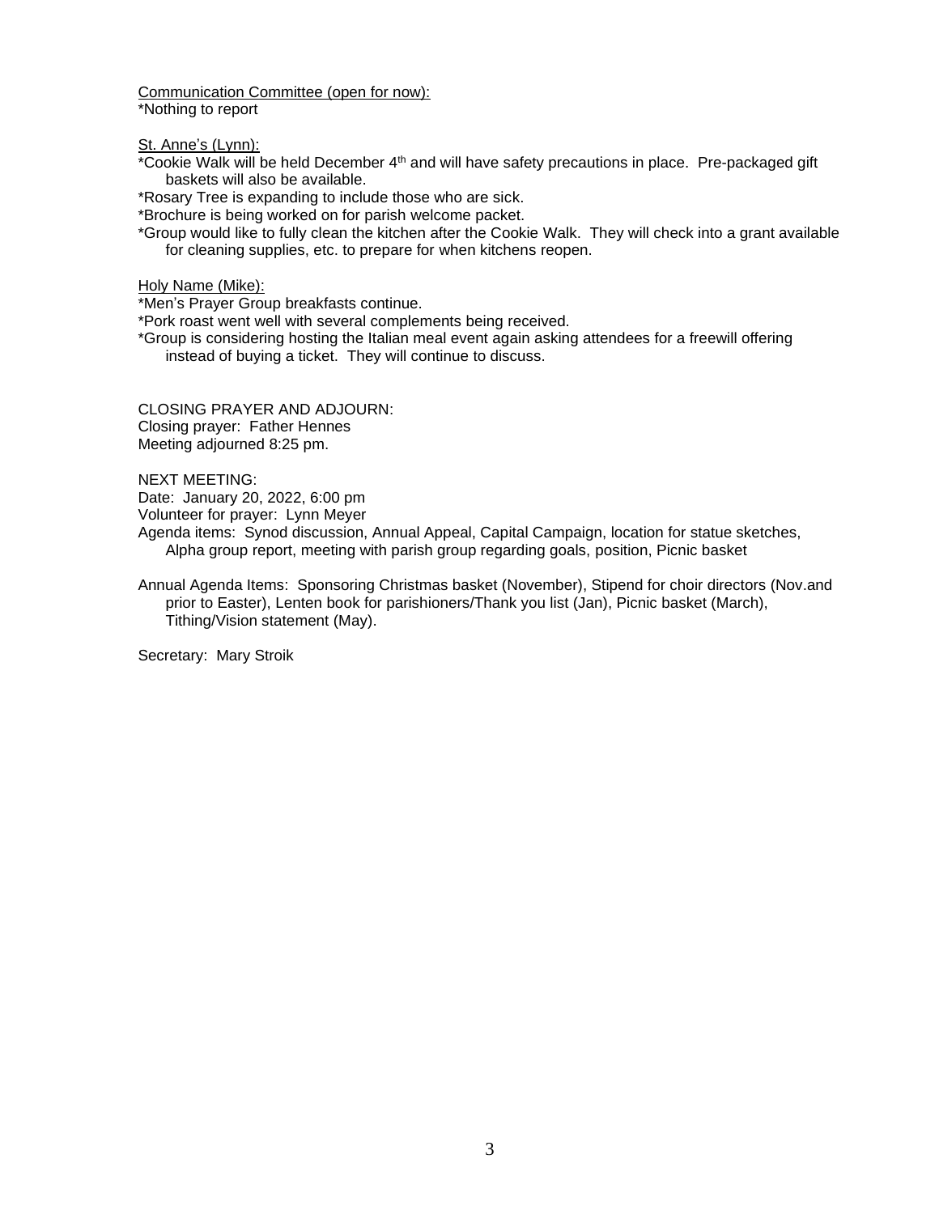Communication Committee (open for now):

*Nothing to report

St. Anne's (Lynn):

*Cookie Walk will be held December 4th and will have safety precautions in place. Pre-packaged gift baskets will also be available.

*Rosary Tree is expanding to include those who are sick.

*Brochure is being worked on for parish welcome packet.

*Group would like to fully clean the kitchen after the Cookie Walk. They will check into a grant available for cleaning supplies, etc. to prepare for when kitchens reopen.

Holy Name (Mike):

*Men's Prayer Group breakfasts continue.

*Pork roast went well with several complements being received.

*Group is considering hosting the Italian meal event again asking attendees for a freewill offering instead of buying a ticket. They will continue to discuss.

CLOSING PRAYER AND ADJOURN:

Closing prayer: Father Hennes

Meeting adjourned 8:25 pm.

NEXT MEETING:

Date: January 20, 2022, 6:00 pm

Volunteer for prayer: Lynn Meyer

Agenda items: Synod discussion, Annual Appeal, Capital Campaign, location for statue sketches, Alpha group report, meeting with parish group regarding goals, position, Picnic basket

Annual Agenda Items: Sponsoring Christmas basket (November), Stipend for choir directors (Nov.and prior to Easter), Lenten book for parishioners/Thank you list (Jan), Picnic basket (March), Tithing/Vision statement (May).

Secretary: Mary Stroik